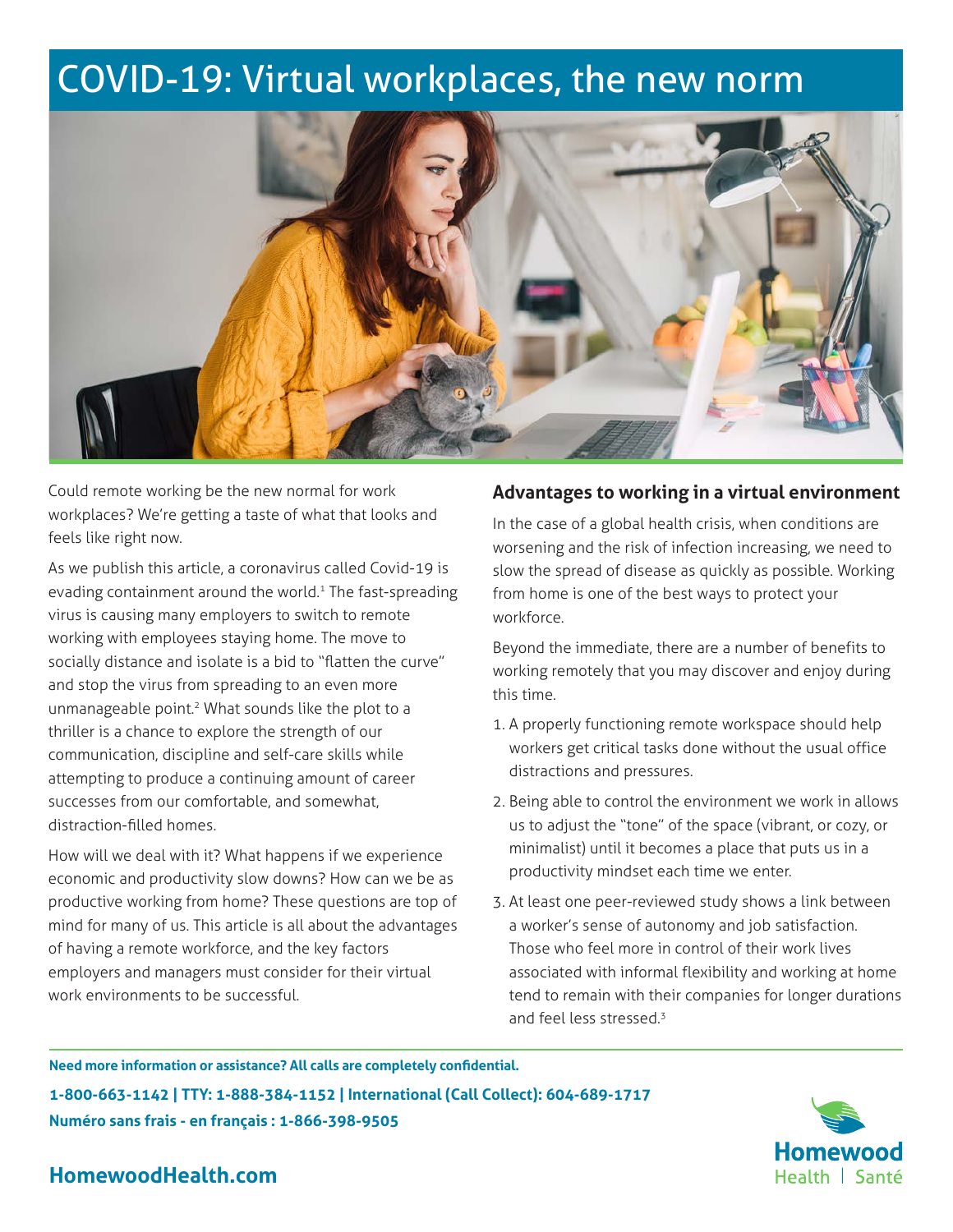# COVID-19: Virtual workplaces, the new norm

Could remote working be the new normal for work workplaces? We're getting a taste of what that looks and feels like right now.

As we publish this article, a coronavirus called Covid-19 is evading containment around the world.[1] The fast-spreading virus is causing many employers to switch to remote working with employees staying home. The move to socially distance and isolate is a bid to "flatten the curve" and stop the virus from spreading to an even more unmanageable point.[2] What sounds like the plot to a thriller is a chance to explore the strength of our communication, discipline and self-care skills while attempting to produce a continuing amount of career successes from our comfortable, and somewhat, distraction-filled homes.

How will we deal with it? What happens if we experience economic and productivity slow downs? How can we be as productive working from home? These questions are top of mind for many of us. This article is all about the advantages of having a remote workforce, and the key factors employers and managers must consider for their virtual work environments to be successful.

## Advantages to working in a virtual environment

In the case of a global health crisis, when conditions are worsening and the risk of infection increasing, we need to slow the spread of disease as quickly as possible. Working from home is one of the best ways to protect your workforce.

Beyond the immediate, there are a number of benefits to working remotely that you may discover and enjoy during this time.

1. A properly functioning remote workspace should help workers get critical tasks done without the usual office distractions and pressures.
2. Being able to control the environment we work in allows us to adjust the "tone" of the space (vibrant, or cozy, or minimalist) until it becomes a place that puts us in a productivity mindset each time we enter.
3. At least one peer-reviewed study shows a link between a worker's sense of autonomy and job satisfaction. Those who feel more in control of their work lives associated with informal flexibility and working at home tend to remain with their companies for longer durations and feel less stressed.[3]

**Need more information or assistance? All calls are completely confidential.**

**1-800-663-1142 | TTY: 1-888-384-1152 | International (Call Collect): 604-689-1717**

**Numéro sans frais - en français : 1-866-398-9505**

**HomewoodHealth.com**

Homewood Health | Santé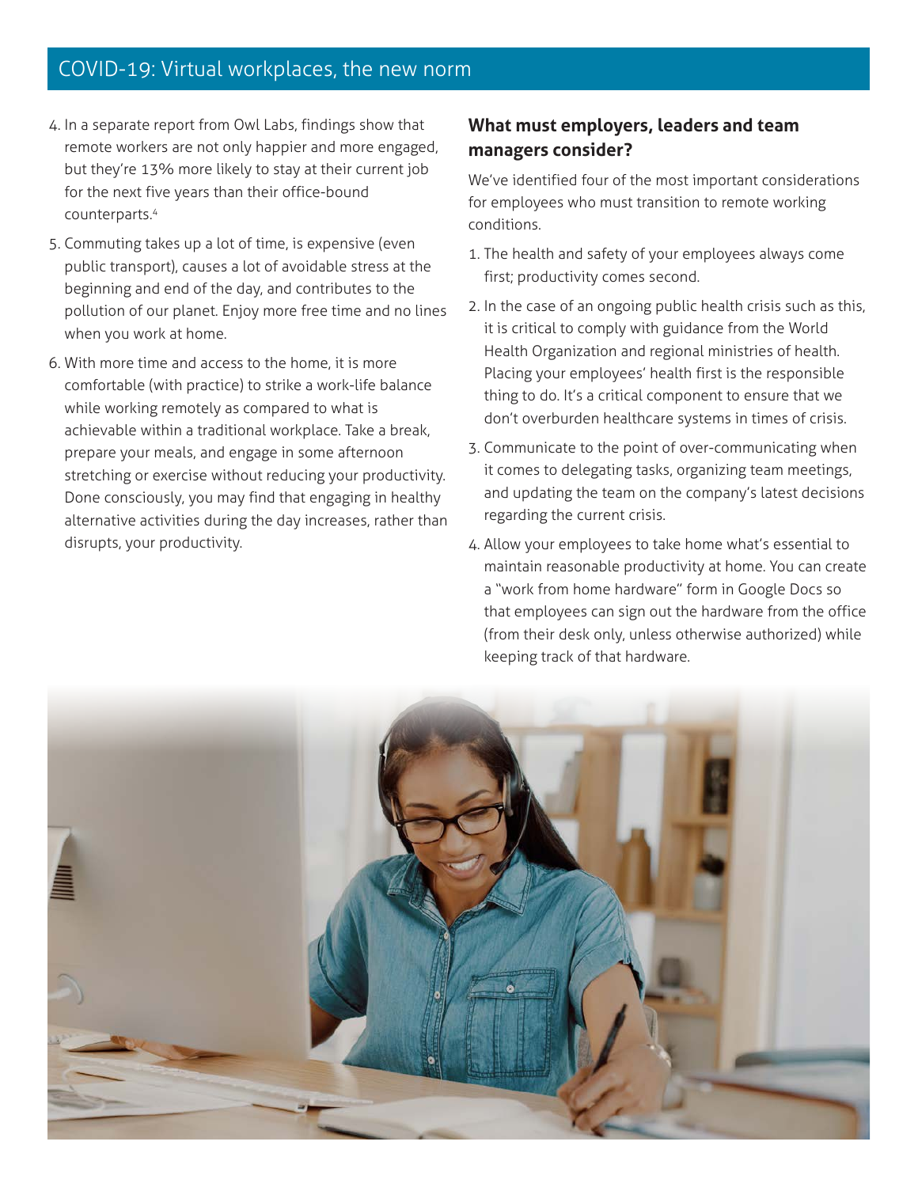4. In a separate report from Owl Labs, findings show that remote workers are not only happier and more engaged, but they're 13% more likely to stay at their current job for the next five years than their office-bound counterparts.[4]
5. Commuting takes up a lot of time, is expensive (even public transport), causes a lot of avoidable stress at the beginning and end of the day, and contributes to the pollution of our planet. Enjoy more free time and no lines when you work at home.
6. With more time and access to the home, it is more comfortable (with practice) to strike a work-life balance while working remotely as compared to what is achievable within a traditional workplace. Take a break, prepare your meals, and engage in some afternoon stretching or exercise without reducing your productivity. Done consciously, you may find that engaging in healthy alternative activities during the day increases, rather than disrupts, your productivity.

## What must employers, leaders and team managers consider?

We've identified four of the most important considerations for employees who must transition to remote working conditions.

1. The health and safety of your employees always come first; productivity comes second.
2. In the case of an ongoing public health crisis such as this, it is critical to comply with guidance from the World Health Organization and regional ministries of health. Placing your employees' health first is the responsible thing to do. It's a critical component to ensure that we don't overburden healthcare systems in times of crisis.
3. Communicate to the point of over-communicating when it comes to delegating tasks, organizing team meetings, and updating the team on the company's latest decisions regarding the current crisis.
4. Allow your employees to take home what's essential to maintain reasonable productivity at home. You can create a "work from home hardware" form in Google Docs so that employees can sign out the hardware from the office (from their desk only, unless otherwise authorized) while keeping track of that hardware.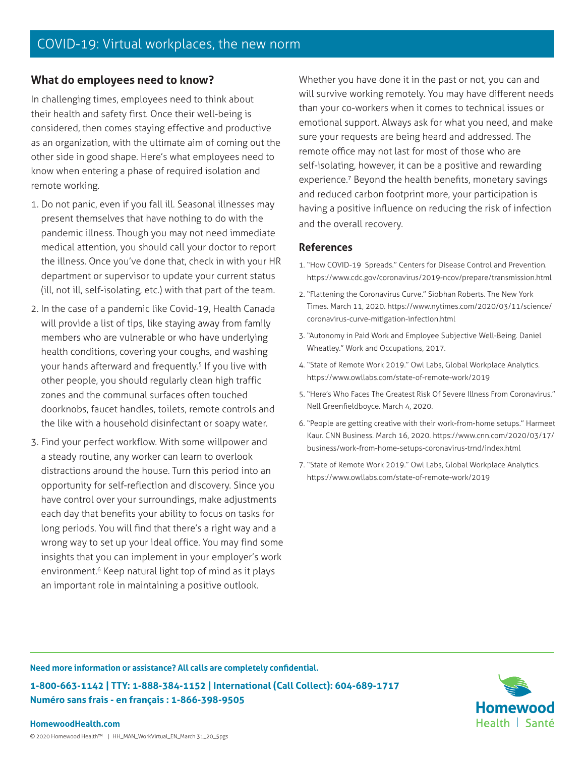## What do employees need to know?

In challenging times, employees need to think about their health and safety first. Once their well-being is considered, then comes staying effective and productive as an organization, with the ultimate aim of coming out the other side in good shape. Here's what employees need to know when entering a phase of required isolation and remote working.

1. Do not panic, even if you fall ill. Seasonal illnesses may present themselves that have nothing to do with the pandemic illness. Though you may not need immediate medical attention, you should call your doctor to report the illness. Once you've done that, check in with your HR department or supervisor to update your current status (ill, not ill, self-isolating, etc.) with that part of the team.
2. In the case of a pandemic like Covid-19, Health Canada will provide a list of tips, like staying away from family members who are vulnerable or who have underlying health conditions, covering your coughs, and washing your hands afterward and frequently.[5] If you live with other people, you should regularly clean high traffic zones and the communal surfaces often touched doorknobs, faucet handles, toilets, remote controls and the like with a household disinfectant or soapy water.
3. Find your perfect workflow. With some willpower and a steady routine, any worker can learn to overlook distractions around the house. Turn this period into an opportunity for self-reflection and discovery. Since you have control over your surroundings, make adjustments each day that benefits your ability to focus on tasks for long periods. You will find that there's a right way and a wrong way to set up your ideal office. You may find some insights that you can implement in your employer's work environment.[6] Keep natural light top of mind as it plays an important role in maintaining a positive outlook.

Whether you have done it in the past or not, you can and will survive working remotely. You may have different needs than your co-workers when it comes to technical issues or emotional support. Always ask for what you need, and make sure your requests are being heard and addressed. The remote office may not last for most of those who are self-isolating, however, it can be a positive and rewarding experience.[7] Beyond the health benefits, monetary savings and reduced carbon footprint more, your participation is having a positive influence on reducing the risk of infection and the overall recovery.

## References

1. "How COVID-19 Spreads." Centers for Disease Control and Prevention. https://www.cdc.gov/coronavirus/2019-ncov/prepare/transmission.html
2. "Flattening the Coronavirus Curve." Siobhan Roberts. The New York Times. March 11, 2020. https://www.nytimes.com/2020/03/11/science/coronavirus-curve-mitigation-infection.html
3. "Autonomy in Paid Work and Employee Subjective Well-Being. Daniel Wheatley." Work and Occupations, 2017.
4. "State of Remote Work 2019." Owl Labs, Global Workplace Analytics. https://www.owllabs.com/state-of-remote-work/2019
5. "Here's Who Faces The Greatest Risk Of Severe Illness From Coronavirus." Nell Greenfieldboyce. March 4, 2020.
6. "People are getting creative with their work-from-home setups." Harmeet Kaur. CNN Business. March 16, 2020. https://www.cnn.com/2020/03/17/business/work-from-home-setups-coronavirus-trnd/index.html
7. "State of Remote Work 2019." Owl Labs, Global Workplace Analytics. https://www.owllabs.com/state-of-remote-work/2019

**Need more information or assistance? All calls are completely confidential.**

**1-800-663-1142 | TTY: 1-888-384-1152 | International (Call Collect): 604-689-1717**
**Numéro sans frais - en français : 1-866-398-9505**

**HomewoodHealth.com**

© 2020 Homewood Health™ | HH_MAN_WorkVirtual_EN_March 31_20_5pgs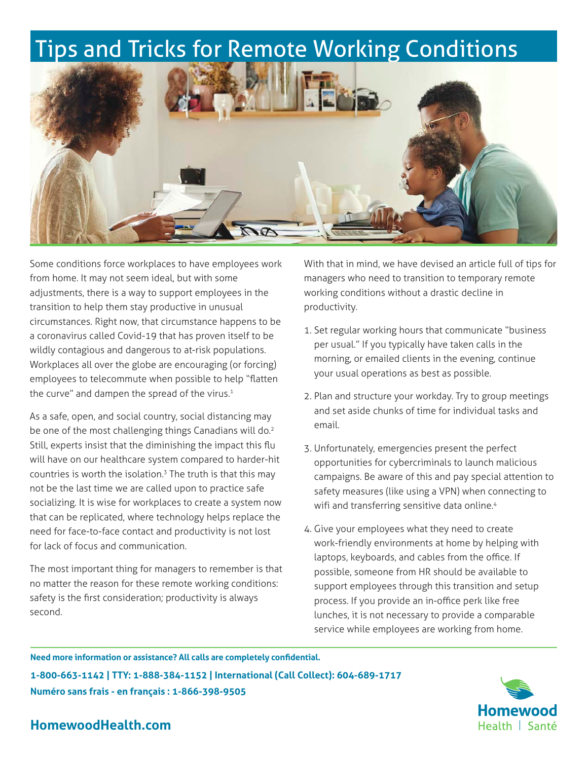# Tips and Tricks for Remote Working Conditions

Some conditions force workplaces to have employees work from home. It may not seem ideal, but with some adjustments, there is a way to support employees in the transition to help them stay productive in unusual circumstances. Right now, that circumstance happens to be a coronavirus called Covid-19 that has proven itself to be wildly contagious and dangerous to at-risk populations. Workplaces all over the globe are encouraging (or forcing) employees to telecommute when possible to help "flatten the curve" and dampen the spread of the virus.[1]

As a safe, open, and social country, social distancing may be one of the most challenging things Canadians will do.[2] Still, experts insist that the diminishing the impact this flu will have on our healthcare system compared to harder-hit countries is worth the isolation.[3] The truth is that this may not be the last time we are called upon to practice safe socializing. It is wise for workplaces to create a system now that can be replicated, where technology helps replace the need for face-to-face contact and productivity is not lost for lack of focus and communication.

The most important thing for managers to remember is that no matter the reason for these remote working conditions: safety is the first consideration; productivity is always second.

With that in mind, we have devised an article full of tips for managers who need to transition to temporary remote working conditions without a drastic decline in productivity.

1. Set regular working hours that communicate "business per usual." If you typically have taken calls in the morning, or emailed clients in the evening, continue your usual operations as best as possible.
2. Plan and structure your workday. Try to group meetings and set aside chunks of time for individual tasks and email.
3. Unfortunately, emergencies present the perfect opportunities for cybercriminals to launch malicious campaigns. Be aware of this and pay special attention to safety measures (like using a VPN) when connecting to wifi and transferring sensitive data online.[4]
4. Give your employees what they need to create work-friendly environments at home by helping with laptops, keyboards, and cables from the office. If possible, someone from HR should be available to support employees through this transition and setup process. If you provide an in-office perk like free lunches, it is not necessary to provide a comparable service while employees are working from home.

**Need more information or assistance? All calls are completely confidential.**

**1-800-663-1142 | TTY: 1-888-384-1152 | International (Call Collect): 604-689-1717**

**Numéro sans frais - en français : 1-866-398-9505**

**HomewoodHealth.com**

Homewood Health | Santé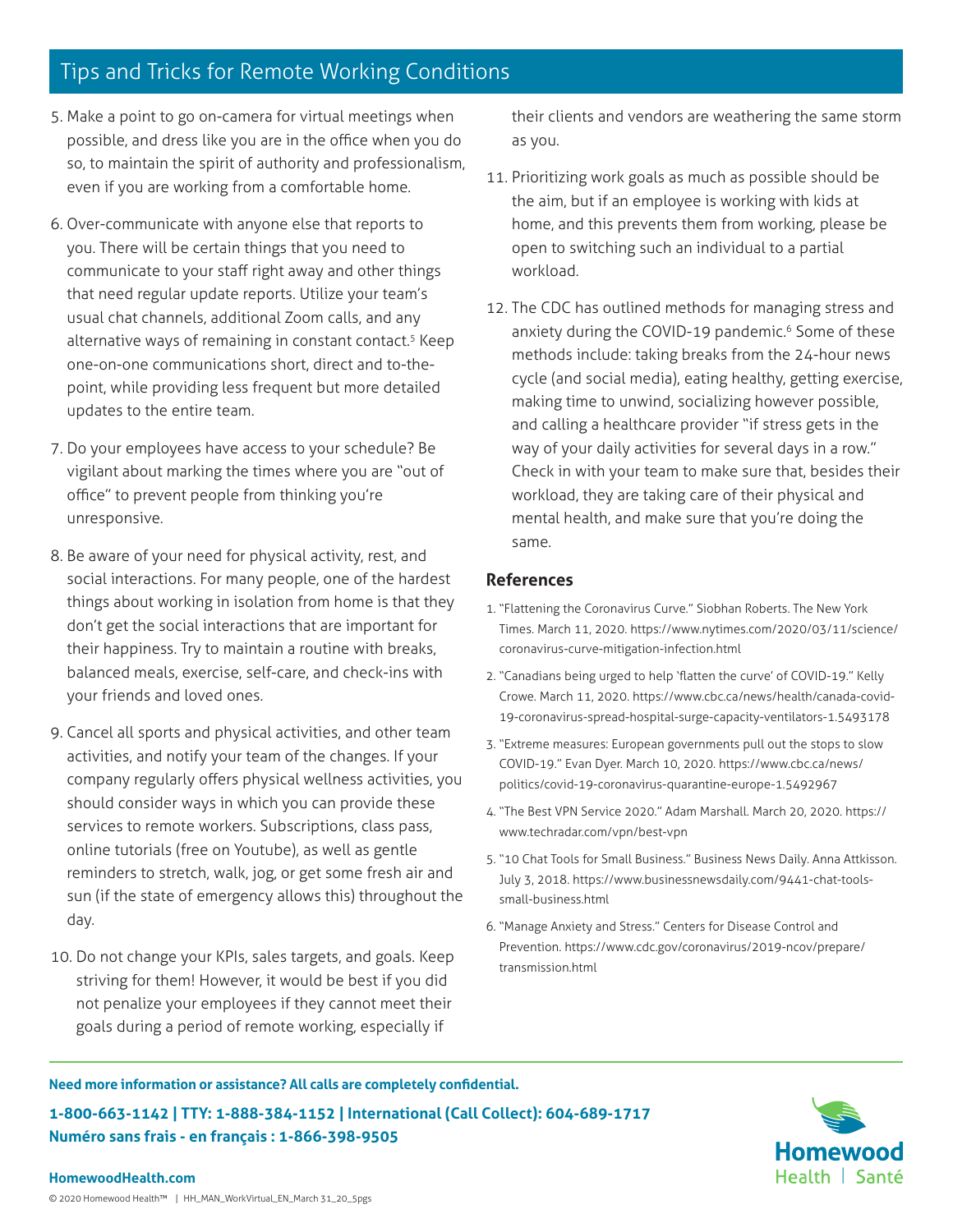## Tips and Tricks for Remote Working Conditions

5. Make a point to go on-camera for virtual meetings when possible, and dress like you are in the office when you do so, to maintain the spirit of authority and professionalism, even if you are working from a comfortable home.

6. Over-communicate with anyone else that reports to you. There will be certain things that you need to communicate to your staff right away and other things that need regular update reports. Utilize your team's usual chat channels, additional Zoom calls, and any alternative ways of remaining in constant contact.[5] Keep one-on-one communications short, direct and to-the-point, while providing less frequent but more detailed updates to the entire team.

7. Do your employees have access to your schedule? Be vigilant about marking the times where you are "out of office" to prevent people from thinking you're unresponsive.

8. Be aware of your need for physical activity, rest, and social interactions. For many people, one of the hardest things about working in isolation from home is that they don't get the social interactions that are important for their happiness. Try to maintain a routine with breaks, balanced meals, exercise, self-care, and check-ins with your friends and loved ones.

9. Cancel all sports and physical activities, and other team activities, and notify your team of the changes. If your company regularly offers physical wellness activities, you should consider ways in which you can provide these services to remote workers. Subscriptions, class pass, online tutorials (free on Youtube), as well as gentle reminders to stretch, walk, jog, or get some fresh air and sun (if the state of emergency allows this) throughout the day.

10. Do not change your KPIs, sales targets, and goals. Keep striving for them! However, it would be best if you did not penalize your employees if they cannot meet their goals during a period of remote working, especially if their clients and vendors are weathering the same storm as you.

11. Prioritizing work goals as much as possible should be the aim, but if an employee is working with kids at home, and this prevents them from working, please be open to switching such an individual to a partial workload.

12. The CDC has outlined methods for managing stress and anxiety during the COVID-19 pandemic.[6] Some of these methods include: taking breaks from the 24-hour news cycle (and social media), eating healthy, getting exercise, making time to unwind, socializing however possible, and calling a healthcare provider "if stress gets in the way of your daily activities for several days in a row." Check in with your team to make sure that, besides their workload, they are taking care of their physical and mental health, and make sure that you're doing the same.

### References

1. "Flattening the Coronavirus Curve." Siobhan Roberts. The New York Times. March 11, 2020. https://www.nytimes.com/2020/03/11/science/coronavirus-curve-mitigation-infection.html
2. "Canadians being urged to help 'flatten the curve' of COVID-19." Kelly Crowe. March 11, 2020. https://www.cbc.ca/news/health/canada-covid-19-coronavirus-spread-hospital-surge-capacity-ventilators-1.5493178
3. "Extreme measures: European governments pull out the stops to slow COVID-19." Evan Dyer. March 10, 2020. https://www.cbc.ca/news/politics/covid-19-coronavirus-quarantine-europe-1.5492967
4. "The Best VPN Service 2020." Adam Marshall. March 20, 2020. https://www.techradar.com/vpn/best-vpn
5. "10 Chat Tools for Small Business." Business News Daily. Anna Attkisson. July 3, 2018. https://www.businessnewsdaily.com/9441-chat-tools-small-business.html
6. "Manage Anxiety and Stress." Centers for Disease Control and Prevention. https://www.cdc.gov/coronavirus/2019-ncov/prepare/transmission.html

**Need more information or assistance? All calls are completely confidential.**

**1-800-663-1142 | TTY: 1-888-384-1152 | International (Call Collect): 604-689-1717**
**Numéro sans frais - en français : 1-866-398-9505**

**HomewoodHealth.com**

Homewood Health | Santé

© 2020 Homewood Health™ | HH_MAN_WorkVirtual_EN_March 31_20_5pgs